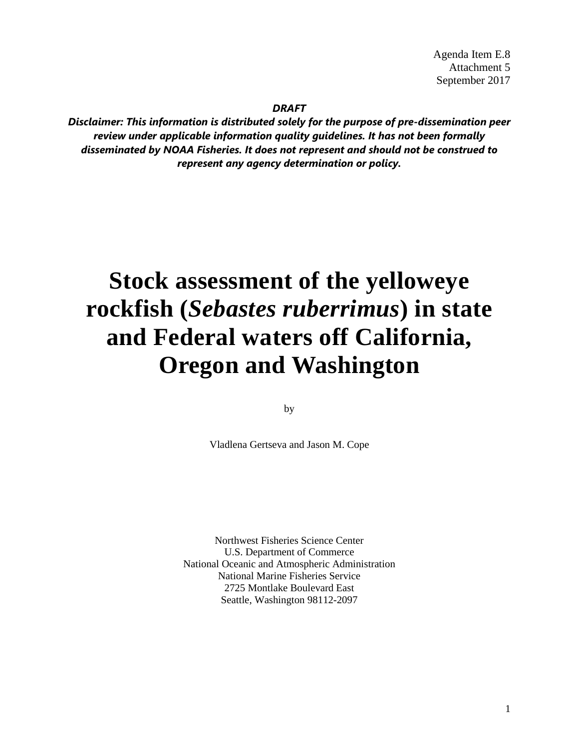Agenda Item E.8
Attachment 5
September 2017

***DRAFT***

***Disclaimer: This information is distributed solely for the purpose of pre-dissemination peer review under applicable information quality guidelines. It has not been formally disseminated by NOAA Fisheries. It does not represent and should not be construed to represent any agency determination or policy.***

# Stock assessment of the yelloweye rockfish (*Sebastes ruberrimus*) in state and Federal waters off California, Oregon and Washington

by

Vladlena Gertseva and Jason M. Cope

Northwest Fisheries Science Center
U.S. Department of Commerce
National Oceanic and Atmospheric Administration
National Marine Fisheries Service
2725 Montlake Boulevard East
Seattle, Washington 98112-2097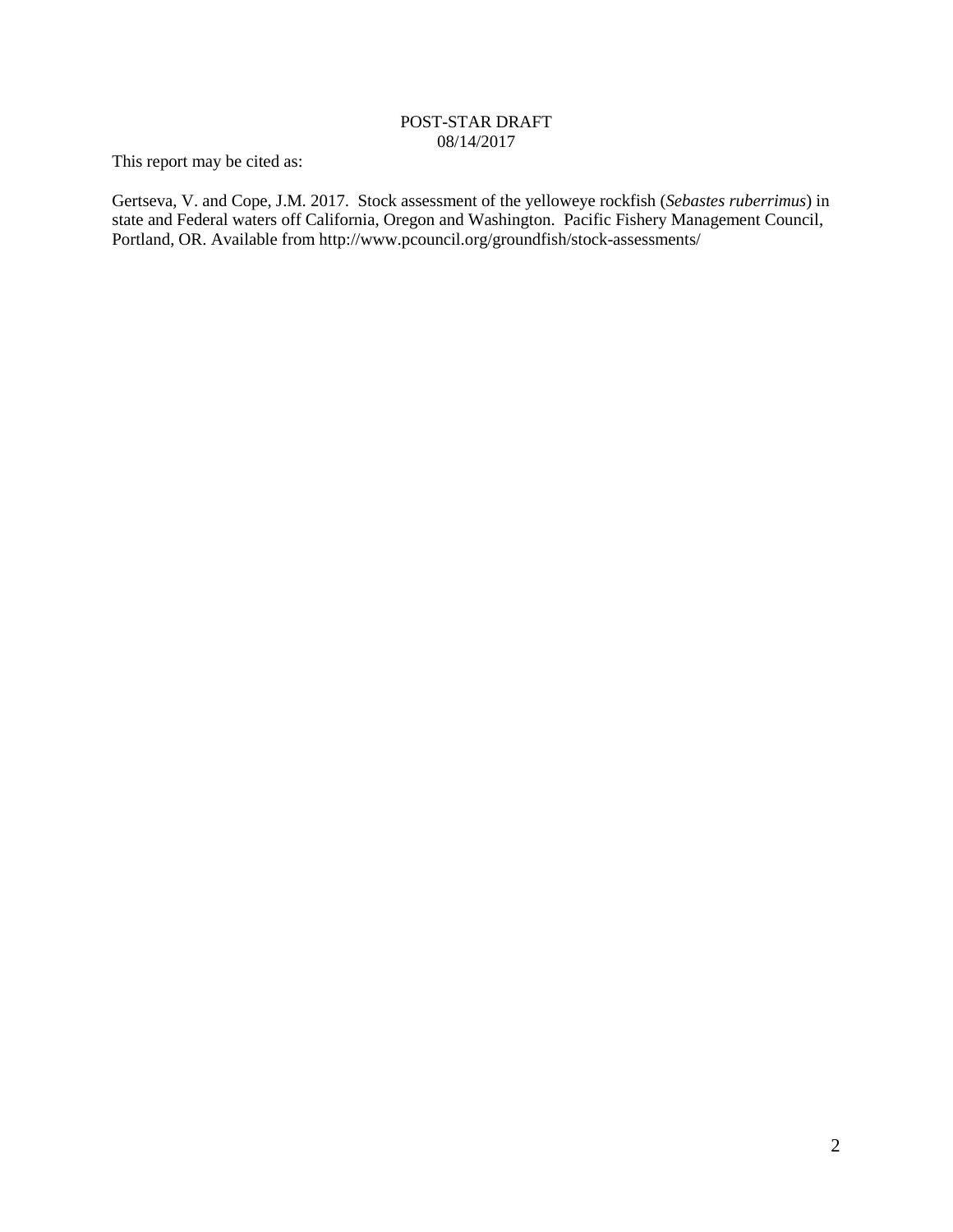POST-STAR DRAFT
08/14/2017

This report may be cited as:

Gertseva, V. and Cope, J.M. 2017. Stock assessment of the yelloweye rockfish (*Sebastes ruberrimus*) in state and Federal waters off California, Oregon and Washington. Pacific Fishery Management Council, Portland, OR. Available from http://www.pcouncil.org/groundfish/stock-assessments/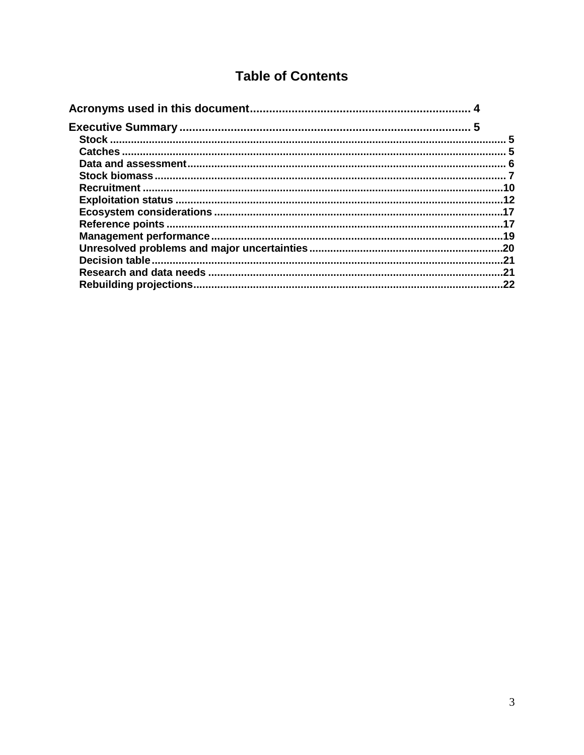# Table of Contents

**Acronyms used in this document** .................................................................... 4

**Executive Summary** ......................................................................................... 5

- Stock ................................................................................................................... 5
- Catches ............................................................................................................... 5
- Data and assessment ........................................................................................ 6
- Stock biomass .................................................................................................... 7
- Recruitment ...................................................................................................... 10
- Exploitation status ............................................................................................ 12
- Ecosystem considerations ............................................................................... 17
- Reference points ............................................................................................... 17
- Management performance ................................................................................ 19
- Unresolved problems and major uncertainties ................................................ 20
- Decision table .................................................................................................... 21
- Research and data needs ................................................................................. 21
- Rebuilding projections ....................................................................................... 22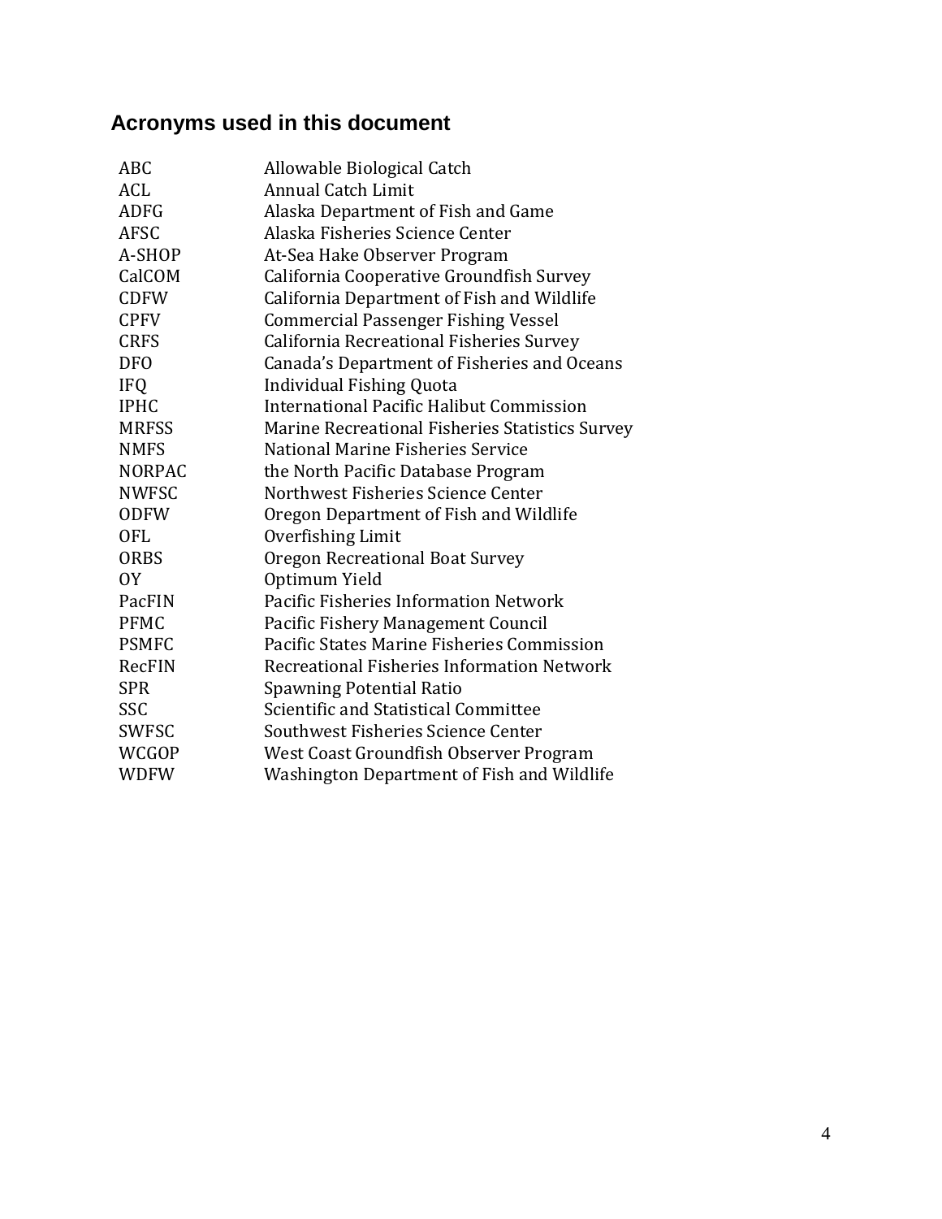## Acronyms used in this document

| | |
|---|---|
| ABC | Allowable Biological Catch |
| ACL | Annual Catch Limit |
| ADFG | Alaska Department of Fish and Game |
| AFSC | Alaska Fisheries Science Center |
| A-SHOP | At-Sea Hake Observer Program |
| CalCOM | California Cooperative Groundfish Survey |
| CDFW | California Department of Fish and Wildlife |
| CPFV | Commercial Passenger Fishing Vessel |
| CRFS | California Recreational Fisheries Survey |
| DFO | Canada's Department of Fisheries and Oceans |
| IFQ | Individual Fishing Quota |
| IPHC | International Pacific Halibut Commission |
| MRFSS | Marine Recreational Fisheries Statistics Survey |
| NMFS | National Marine Fisheries Service |
| NORPAC | the North Pacific Database Program |
| NWFSC | Northwest Fisheries Science Center |
| ODFW | Oregon Department of Fish and Wildlife |
| OFL | Overfishing Limit |
| ORBS | Oregon Recreational Boat Survey |
| OY | Optimum Yield |
| PacFIN | Pacific Fisheries Information Network |
| PFMC | Pacific Fishery Management Council |
| PSMFC | Pacific States Marine Fisheries Commission |
| RecFIN | Recreational Fisheries Information Network |
| SPR | Spawning Potential Ratio |
| SSC | Scientific and Statistical Committee |
| SWFSC | Southwest Fisheries Science Center |
| WCGOP | West Coast Groundfish Observer Program |
| WDFW | Washington Department of Fish and Wildlife |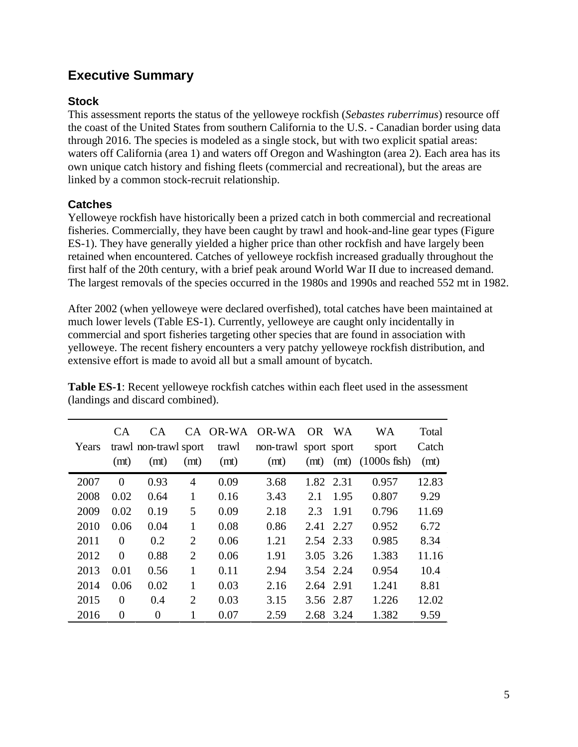## Executive Summary

### Stock

This assessment reports the status of the yelloweye rockfish (*Sebastes ruberrimus*) resource off the coast of the United States from southern California to the U.S. - Canadian border using data through 2016. The species is modeled as a single stock, but with two explicit spatial areas: waters off California (area 1) and waters off Oregon and Washington (area 2). Each area has its own unique catch history and fishing fleets (commercial and recreational), but the areas are linked by a common stock-recruit relationship.

### Catches

Yelloweye rockfish have historically been a prized catch in both commercial and recreational fisheries. Commercially, they have been caught by trawl and hook-and-line gear types (Figure ES-1). They have generally yielded a higher price than other rockfish and have largely been retained when encountered. Catches of yelloweye rockfish increased gradually throughout the first half of the 20th century, with a brief peak around World War II due to increased demand. The largest removals of the species occurred in the 1980s and 1990s and reached 552 mt in 1982.

After 2002 (when yelloweye were declared overfished), total catches have been maintained at much lower levels (Table ES-1). Currently, yelloweye are caught only incidentally in commercial and sport fisheries targeting other species that are found in association with yelloweye. The recent fishery encounters a very patchy yelloweye rockfish distribution, and extensive effort is made to avoid all but a small amount of bycatch.

**Table ES-1**: Recent yelloweye rockfish catches within each fleet used in the assessment (landings and discard combined).

| Years | CA trawl (mt) | CA non-trawl (mt) | CA sport (mt) | OR-WA trawl (mt) | OR-WA non-trawl (mt) | OR sport (mt) | WA sport (mt) | WA sport (1000s fish) | Total Catch (mt) |
|---|---|---|---|---|---|---|---|---|---|
| 2007 | 0 | 0.93 | 4 | 0.09 | 3.68 | 1.82 | 2.31 | 0.957 | 12.83 |
| 2008 | 0.02 | 0.64 | 1 | 0.16 | 3.43 | 2.1 | 1.95 | 0.807 | 9.29 |
| 2009 | 0.02 | 0.19 | 5 | 0.09 | 2.18 | 2.3 | 1.91 | 0.796 | 11.69 |
| 2010 | 0.06 | 0.04 | 1 | 0.08 | 0.86 | 2.41 | 2.27 | 0.952 | 6.72 |
| 2011 | 0 | 0.2 | 2 | 0.06 | 1.21 | 2.54 | 2.33 | 0.985 | 8.34 |
| 2012 | 0 | 0.88 | 2 | 0.06 | 1.91 | 3.05 | 3.26 | 1.383 | 11.16 |
| 2013 | 0.01 | 0.56 | 1 | 0.11 | 2.94 | 3.54 | 2.24 | 0.954 | 10.4 |
| 2014 | 0.06 | 0.02 | 1 | 0.03 | 2.16 | 2.64 | 2.91 | 1.241 | 8.81 |
| 2015 | 0 | 0.4 | 2 | 0.03 | 3.15 | 3.56 | 2.87 | 1.226 | 12.02 |
| 2016 | 0 | 0 | 1 | 0.07 | 2.59 | 2.68 | 3.24 | 1.382 | 9.59 |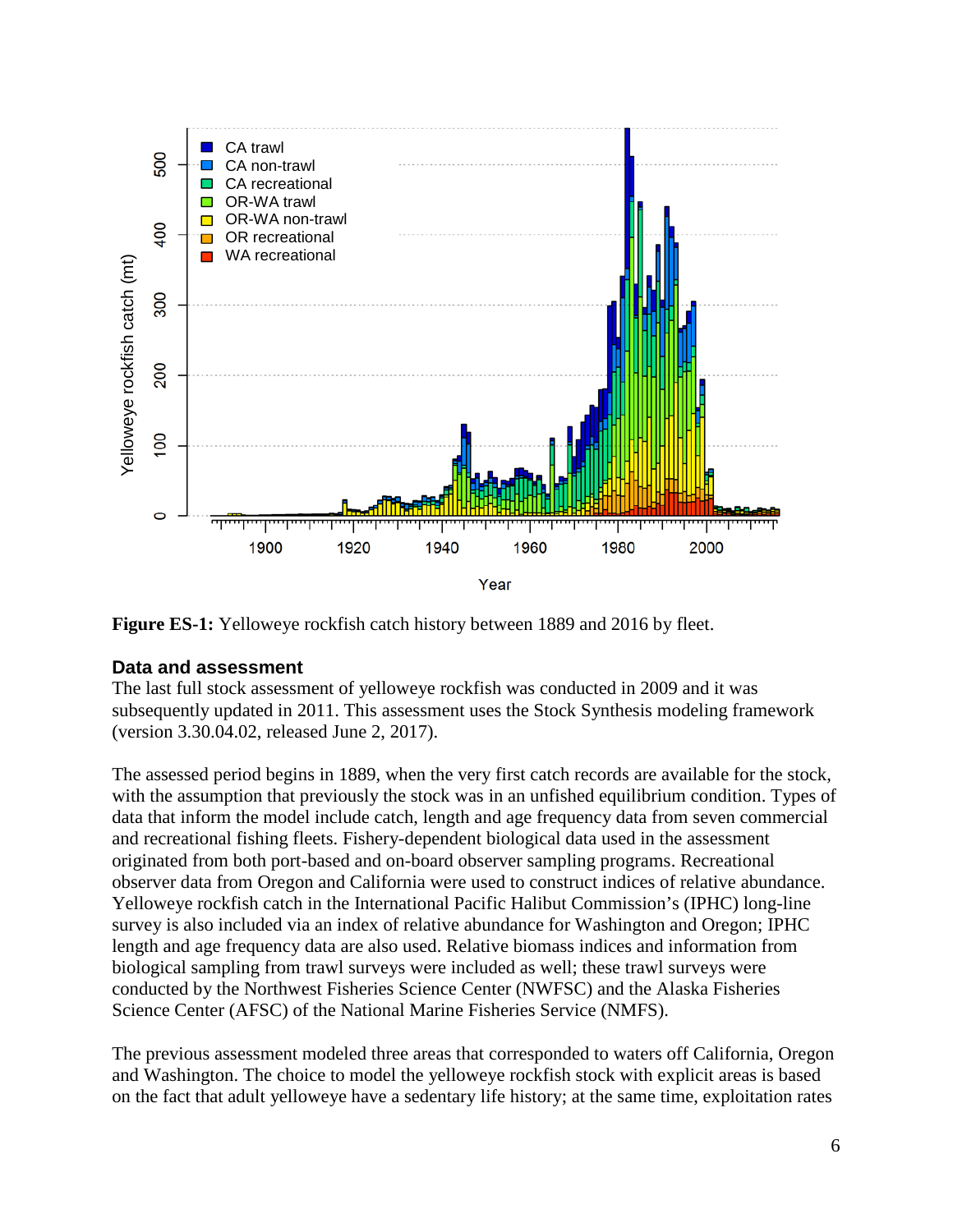**Figure ES-1:** Yelloweye rockfish catch history between 1889 and 2016 by fleet.

### Data and assessment

The last full stock assessment of yelloweye rockfish was conducted in 2009 and it was subsequently updated in 2011. This assessment uses the Stock Synthesis modeling framework (version 3.30.04.02, released June 2, 2017).

The assessed period begins in 1889, when the very first catch records are available for the stock, with the assumption that previously the stock was in an unfished equilibrium condition. Types of data that inform the model include catch, length and age frequency data from seven commercial and recreational fishing fleets. Fishery-dependent biological data used in the assessment originated from both port-based and on-board observer sampling programs. Recreational observer data from Oregon and California were used to construct indices of relative abundance. Yelloweye rockfish catch in the International Pacific Halibut Commission's (IPHC) long-line survey is also included via an index of relative abundance for Washington and Oregon; IPHC length and age frequency data are also used. Relative biomass indices and information from biological sampling from trawl surveys were included as well; these trawl surveys were conducted by the Northwest Fisheries Science Center (NWFSC) and the Alaska Fisheries Science Center (AFSC) of the National Marine Fisheries Service (NMFS).

The previous assessment modeled three areas that corresponded to waters off California, Oregon and Washington. The choice to model the yelloweye rockfish stock with explicit areas is based on the fact that adult yelloweye have a sedentary life history; at the same time, exploitation rates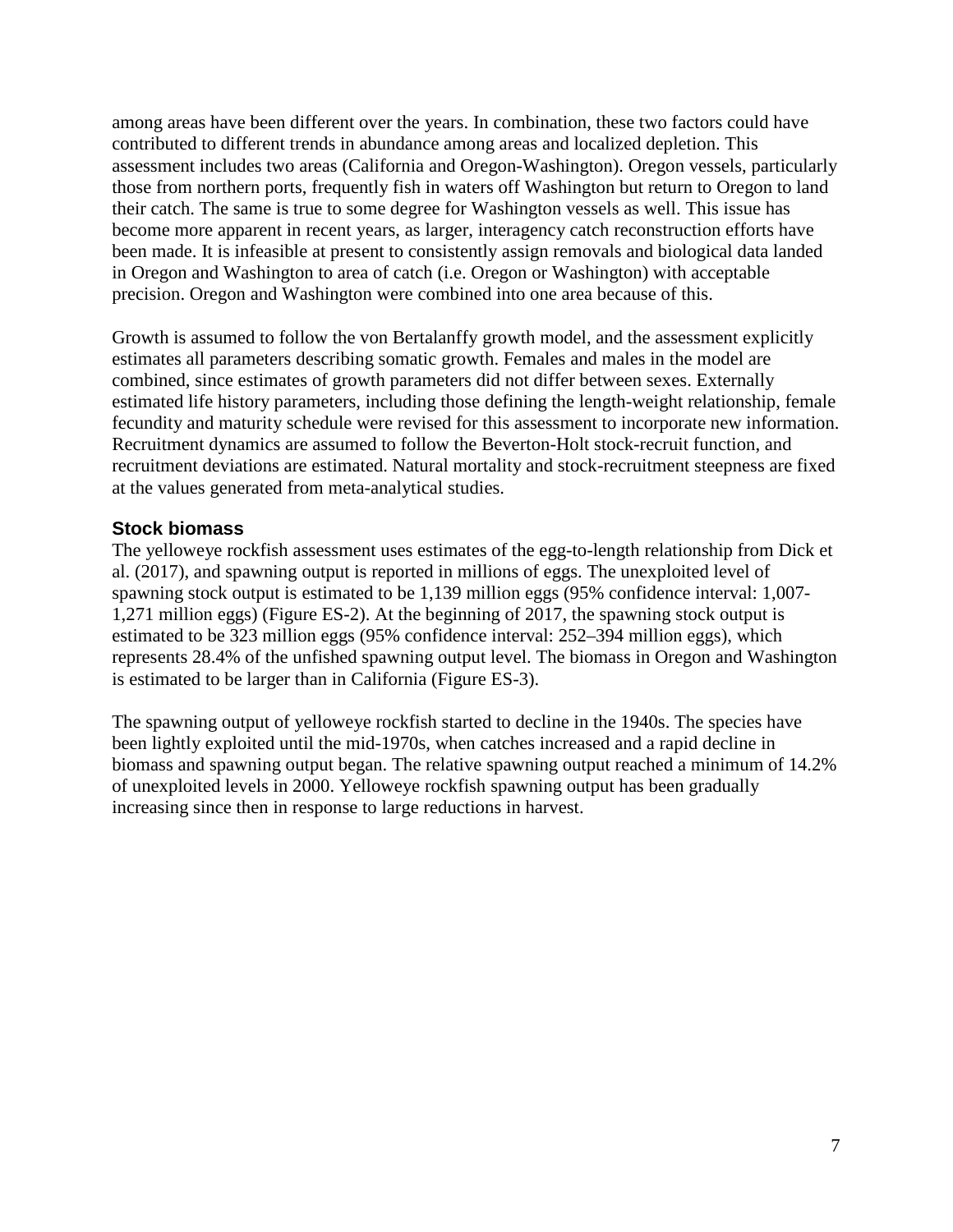among areas have been different over the years. In combination, these two factors could have contributed to different trends in abundance among areas and localized depletion. This assessment includes two areas (California and Oregon-Washington). Oregon vessels, particularly those from northern ports, frequently fish in waters off Washington but return to Oregon to land their catch. The same is true to some degree for Washington vessels as well. This issue has become more apparent in recent years, as larger, interagency catch reconstruction efforts have been made. It is infeasible at present to consistently assign removals and biological data landed in Oregon and Washington to area of catch (i.e. Oregon or Washington) with acceptable precision. Oregon and Washington were combined into one area because of this.

Growth is assumed to follow the von Bertalanffy growth model, and the assessment explicitly estimates all parameters describing somatic growth. Females and males in the model are combined, since estimates of growth parameters did not differ between sexes. Externally estimated life history parameters, including those defining the length-weight relationship, female fecundity and maturity schedule were revised for this assessment to incorporate new information. Recruitment dynamics are assumed to follow the Beverton-Holt stock-recruit function, and recruitment deviations are estimated. Natural mortality and stock-recruitment steepness are fixed at the values generated from meta-analytical studies.

### Stock biomass

The yelloweye rockfish assessment uses estimates of the egg-to-length relationship from Dick et al. (2017), and spawning output is reported in millions of eggs. The unexploited level of spawning stock output is estimated to be 1,139 million eggs (95% confidence interval: 1,007-1,271 million eggs) (Figure ES-2). At the beginning of 2017, the spawning stock output is estimated to be 323 million eggs (95% confidence interval: 252–394 million eggs), which represents 28.4% of the unfished spawning output level. The biomass in Oregon and Washington is estimated to be larger than in California (Figure ES-3).

The spawning output of yelloweye rockfish started to decline in the 1940s. The species have been lightly exploited until the mid-1970s, when catches increased and a rapid decline in biomass and spawning output began. The relative spawning output reached a minimum of 14.2% of unexploited levels in 2000. Yelloweye rockfish spawning output has been gradually increasing since then in response to large reductions in harvest.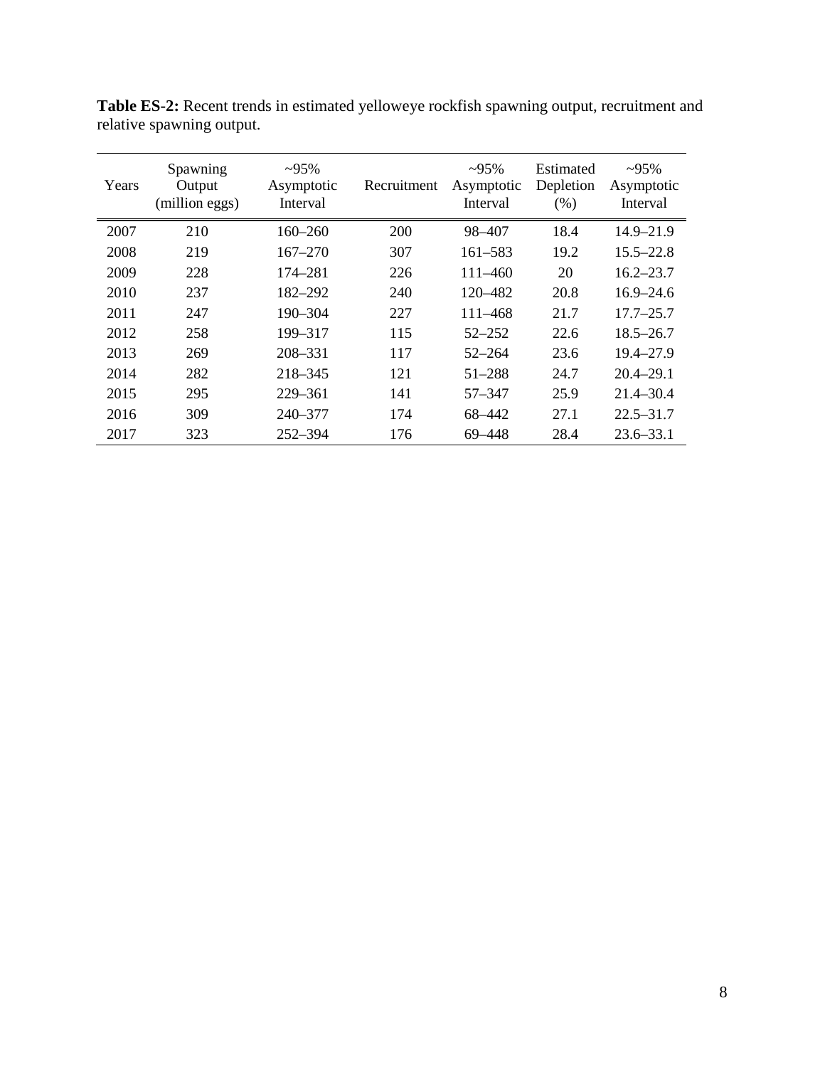**Table ES-2:** Recent trends in estimated yelloweye rockfish spawning output, recruitment and relative spawning output.

| Years | Spawning Output (million eggs) | ~95% Asymptotic Interval | Recruitment | ~95% Asymptotic Interval | Estimated Depletion (%) | ~95% Asymptotic Interval |
|---|---|---|---|---|---|---|
| 2007 | 210 | 160–260 | 200 | 98–407 | 18.4 | 14.9–21.9 |
| 2008 | 219 | 167–270 | 307 | 161–583 | 19.2 | 15.5–22.8 |
| 2009 | 228 | 174–281 | 226 | 111–460 | 20 | 16.2–23.7 |
| 2010 | 237 | 182–292 | 240 | 120–482 | 20.8 | 16.9–24.6 |
| 2011 | 247 | 190–304 | 227 | 111–468 | 21.7 | 17.7–25.7 |
| 2012 | 258 | 199–317 | 115 | 52–252 | 22.6 | 18.5–26.7 |
| 2013 | 269 | 208–331 | 117 | 52–264 | 23.6 | 19.4–27.9 |
| 2014 | 282 | 218–345 | 121 | 51–288 | 24.7 | 20.4–29.1 |
| 2015 | 295 | 229–361 | 141 | 57–347 | 25.9 | 21.4–30.4 |
| 2016 | 309 | 240–377 | 174 | 68–442 | 27.1 | 22.5–31.7 |
| 2017 | 323 | 252–394 | 176 | 69–448 | 28.4 | 23.6–33.1 |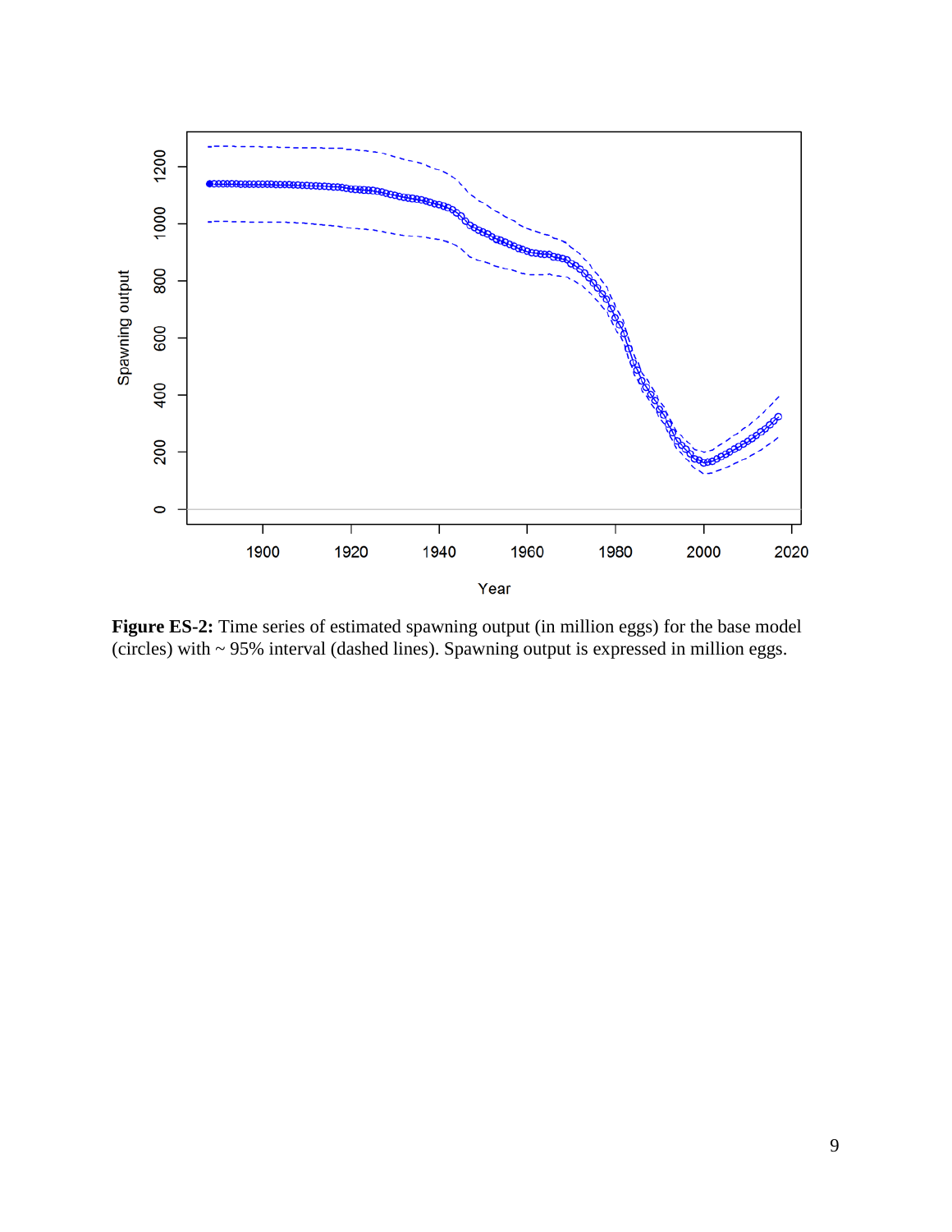**Figure ES-2:** Time series of estimated spawning output (in million eggs) for the base model (circles) with ~ 95% interval (dashed lines). Spawning output is expressed in million eggs.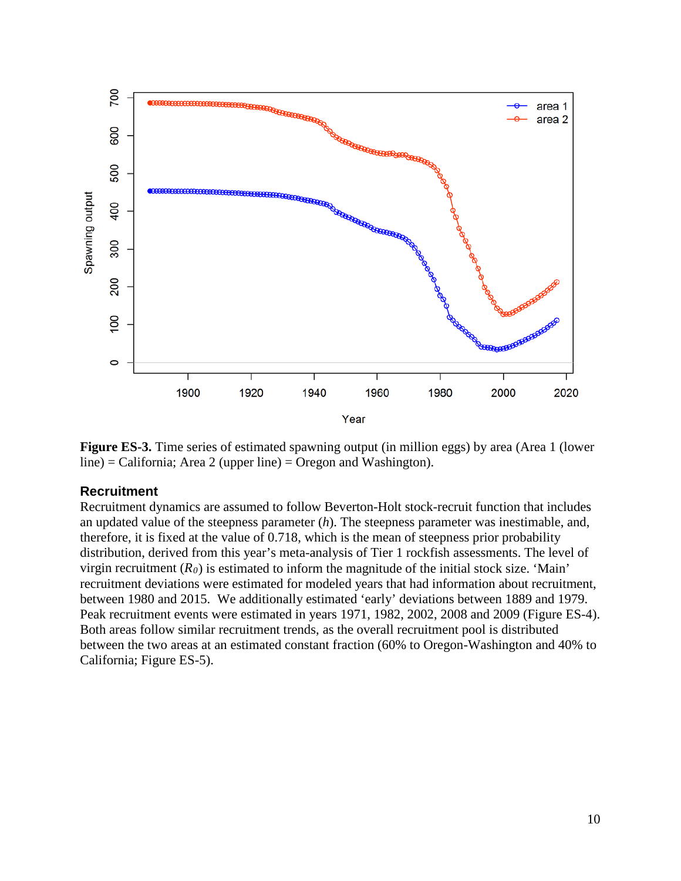**Figure ES-3.** Time series of estimated spawning output (in million eggs) by area (Area 1 (lower line) = California; Area 2 (upper line) = Oregon and Washington).

### Recruitment

Recruitment dynamics are assumed to follow Beverton-Holt stock-recruit function that includes an updated value of the steepness parameter ($h$). The steepness parameter was inestimable, and, therefore, it is fixed at the value of 0.718, which is the mean of steepness prior probability distribution, derived from this year's meta-analysis of Tier 1 rockfish assessments. The level of virgin recruitment ($R_0$) is estimated to inform the magnitude of the initial stock size. 'Main' recruitment deviations were estimated for modeled years that had information about recruitment, between 1980 and 2015. We additionally estimated 'early' deviations between 1889 and 1979. Peak recruitment events were estimated in years 1971, 1982, 2002, 2008 and 2009 (Figure ES-4). Both areas follow similar recruitment trends, as the overall recruitment pool is distributed between the two areas at an estimated constant fraction (60% to Oregon-Washington and 40% to California; Figure ES-5).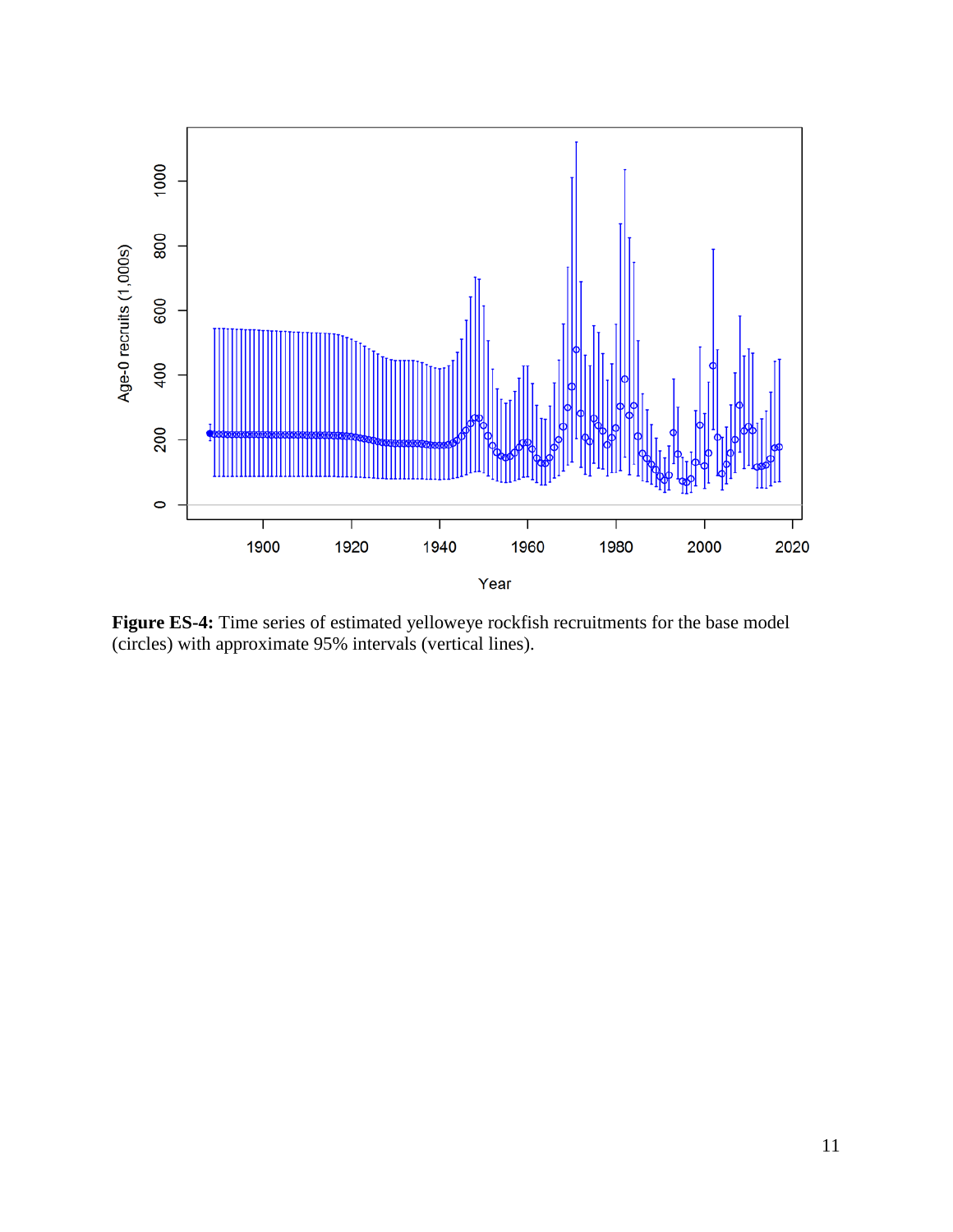**Figure ES-4:** Time series of estimated yelloweye rockfish recruitments for the base model (circles) with approximate 95% intervals (vertical lines).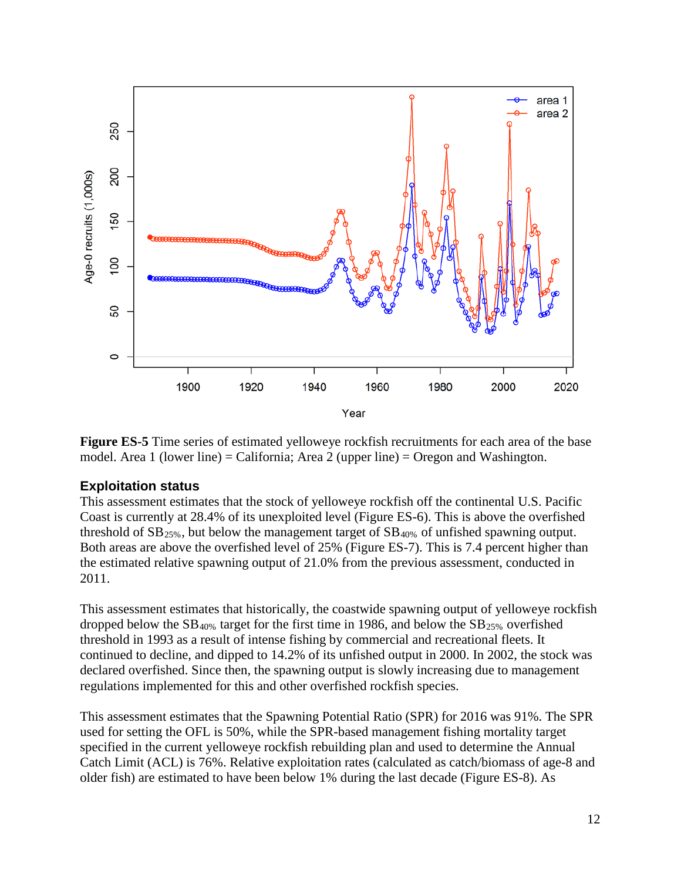**Figure ES-5** Time series of estimated yelloweye rockfish recruitments for each area of the base model. Area 1 (lower line) = California; Area 2 (upper line) = Oregon and Washington.

### Exploitation status

This assessment estimates that the stock of yelloweye rockfish off the continental U.S. Pacific Coast is currently at 28.4% of its unexploited level (Figure ES-6). This is above the overfished threshold of $SB_{25\%}$, but below the management target of $SB_{40\%}$ of unfished spawning output. Both areas are above the overfished level of 25% (Figure ES-7). This is 7.4 percent higher than the estimated relative spawning output of 21.0% from the previous assessment, conducted in 2011.

This assessment estimates that historically, the coastwide spawning output of yelloweye rockfish dropped below the $SB_{40\%}$ target for the first time in 1986, and below the $SB_{25\%}$ overfished threshold in 1993 as a result of intense fishing by commercial and recreational fleets. It continued to decline, and dipped to 14.2% of its unfished output in 2000. In 2002, the stock was declared overfished. Since then, the spawning output is slowly increasing due to management regulations implemented for this and other overfished rockfish species.

This assessment estimates that the Spawning Potential Ratio (SPR) for 2016 was 91%. The SPR used for setting the OFL is 50%, while the SPR-based management fishing mortality target specified in the current yelloweye rockfish rebuilding plan and used to determine the Annual Catch Limit (ACL) is 76%. Relative exploitation rates (calculated as catch/biomass of age-8 and older fish) are estimated to have been below 1% during the last decade (Figure ES-8). As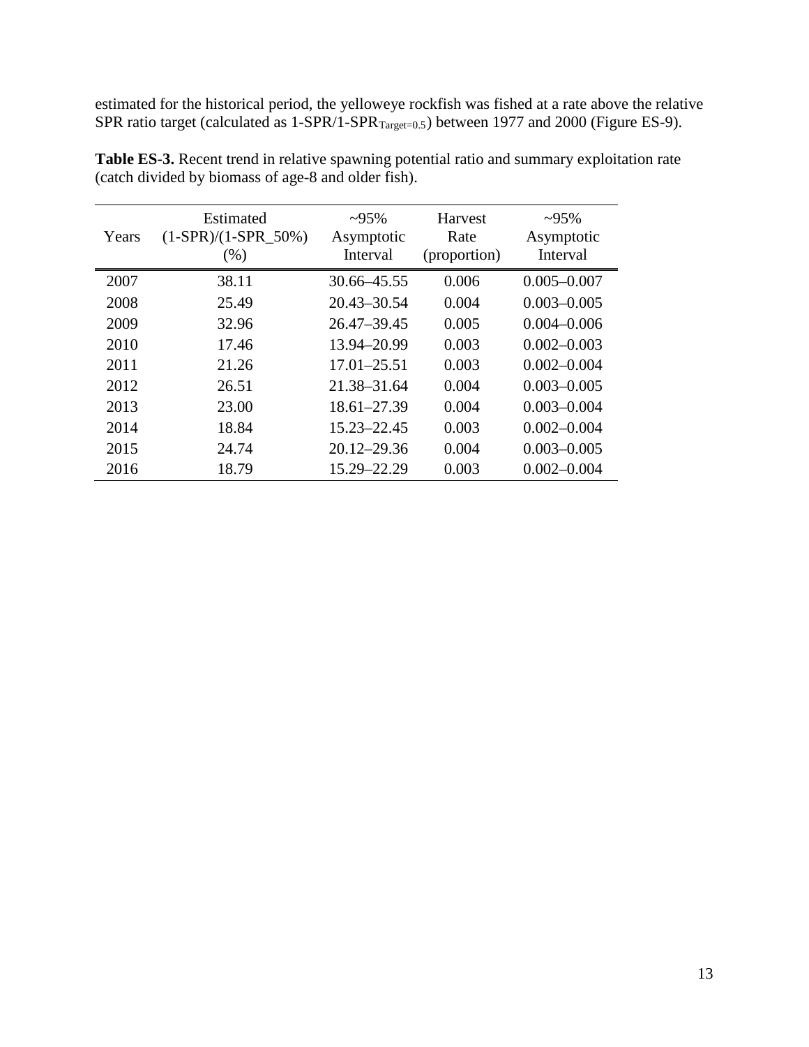estimated for the historical period, the yelloweye rockfish was fished at a rate above the relative SPR ratio target (calculated as 1-SPR/1-$SPR_{Target=0.5}$) between 1977 and 2000 (Figure ES-9).

**Table ES-3.** Recent trend in relative spawning potential ratio and summary exploitation rate (catch divided by biomass of age-8 and older fish).

| Years | Estimated (1-SPR)/(1-SPR_50%) (%) | ~95% Asymptotic Interval | Harvest Rate (proportion) | ~95% Asymptotic Interval |
|---|---|---|---|---|
| 2007 | 38.11 | 30.66–45.55 | 0.006 | 0.005–0.007 |
| 2008 | 25.49 | 20.43–30.54 | 0.004 | 0.003–0.005 |
| 2009 | 32.96 | 26.47–39.45 | 0.005 | 0.004–0.006 |
| 2010 | 17.46 | 13.94–20.99 | 0.003 | 0.002–0.003 |
| 2011 | 21.26 | 17.01–25.51 | 0.003 | 0.002–0.004 |
| 2012 | 26.51 | 21.38–31.64 | 0.004 | 0.003–0.005 |
| 2013 | 23.00 | 18.61–27.39 | 0.004 | 0.003–0.004 |
| 2014 | 18.84 | 15.23–22.45 | 0.003 | 0.002–0.004 |
| 2015 | 24.74 | 20.12–29.36 | 0.004 | 0.003–0.005 |
| 2016 | 18.79 | 15.29–22.29 | 0.003 | 0.002–0.004 |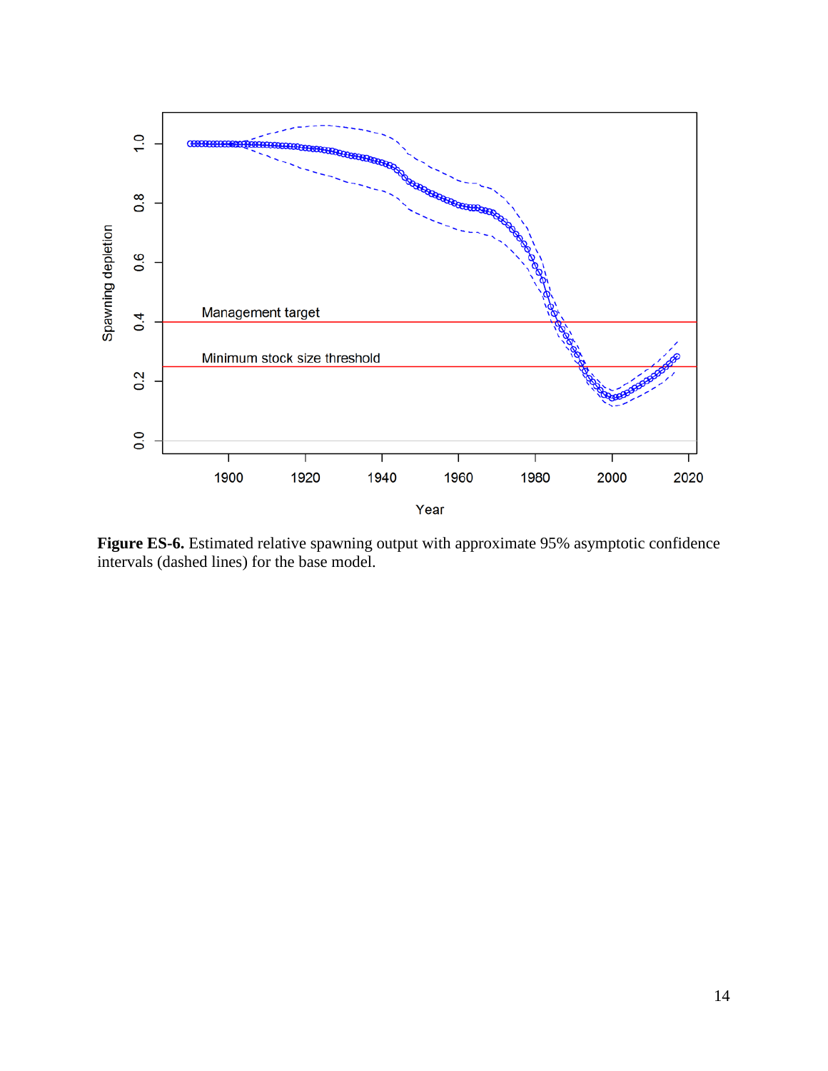**Figure ES-6.** Estimated relative spawning output with approximate 95% asymptotic confidence intervals (dashed lines) for the base model.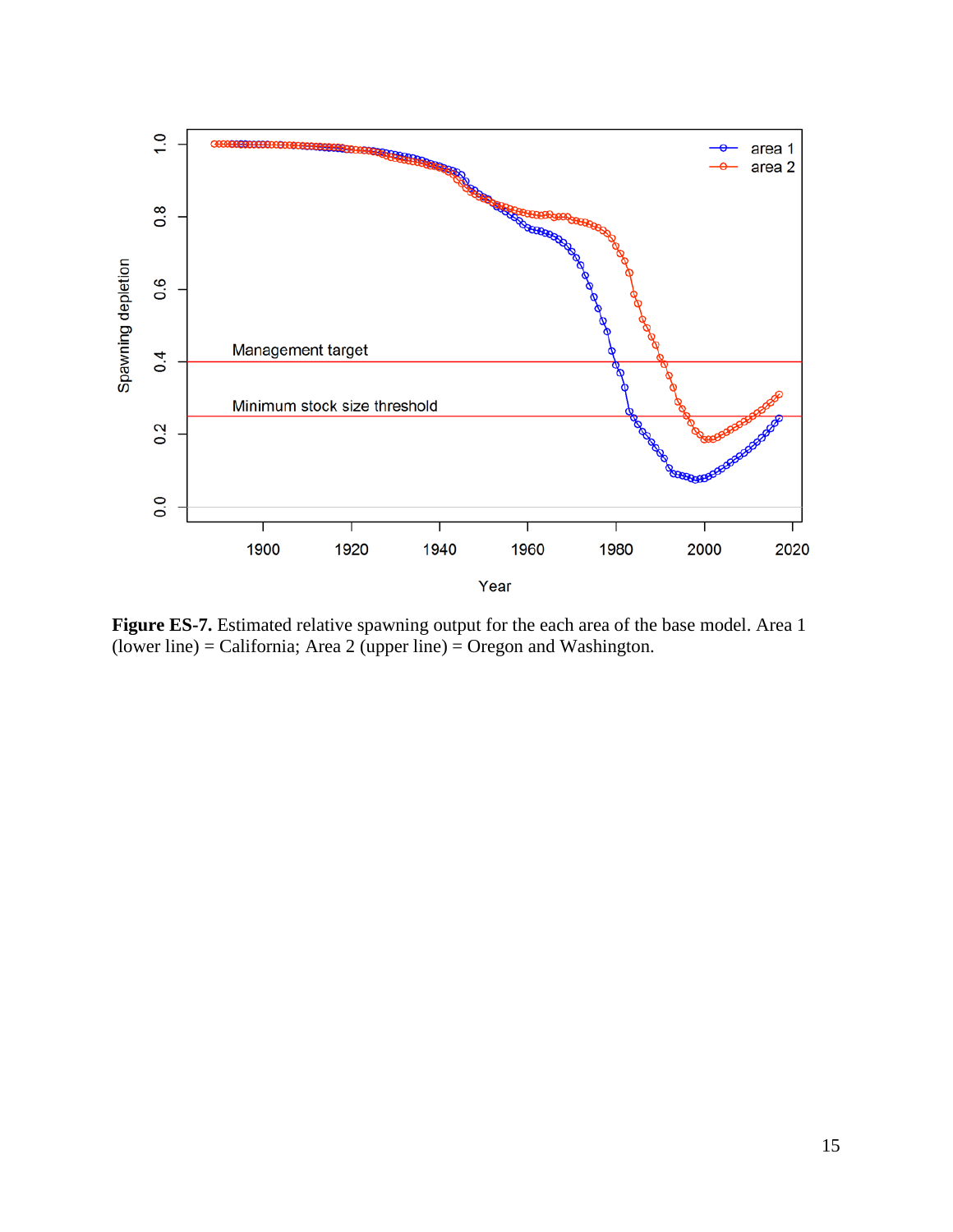**Figure ES-7.** Estimated relative spawning output for the each area of the base model. Area 1 (lower line) = California; Area 2 (upper line) = Oregon and Washington.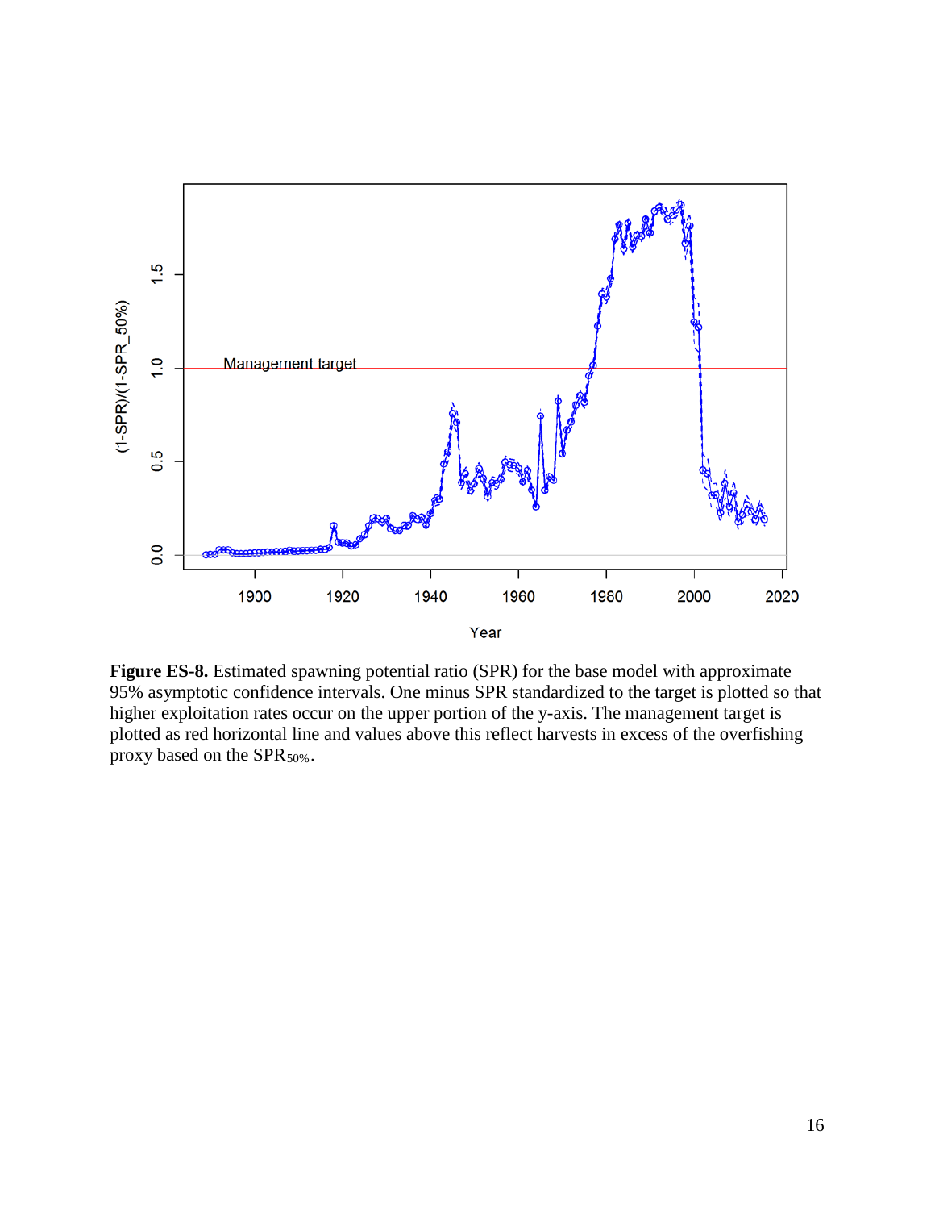**Figure ES-8.** Estimated spawning potential ratio (SPR) for the base model with approximate 95% asymptotic confidence intervals. One minus SPR standardized to the target is plotted so that higher exploitation rates occur on the upper portion of the y-axis. The management target is plotted as red horizontal line and values above this reflect harvests in excess of the overfishing proxy based on the $SPR_{50\%}$.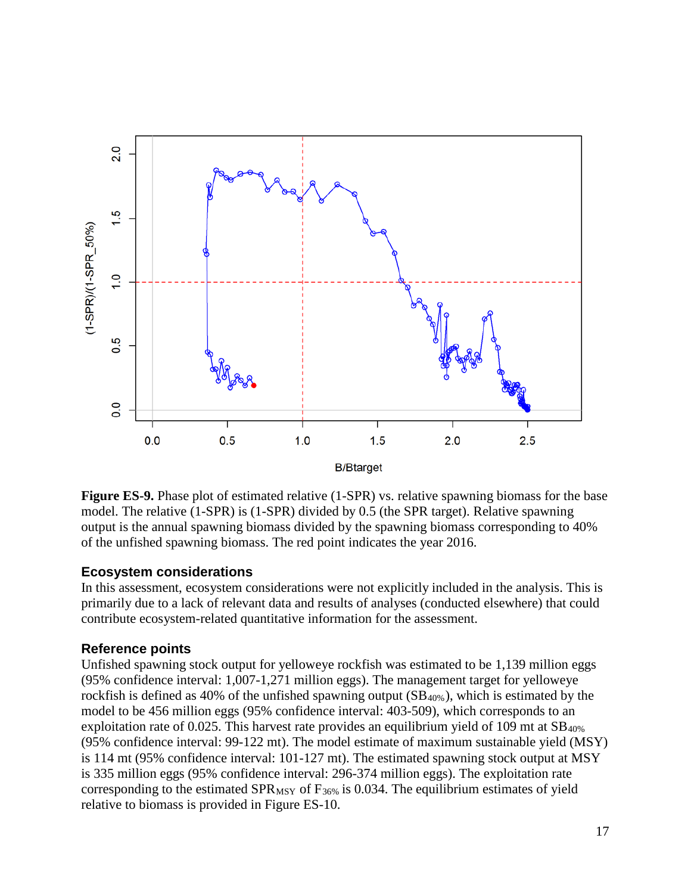**Figure ES-9.** Phase plot of estimated relative (1-SPR) vs. relative spawning biomass for the base model. The relative (1-SPR) is (1-SPR) divided by 0.5 (the SPR target). Relative spawning output is the annual spawning biomass divided by the spawning biomass corresponding to 40% of the unfished spawning biomass. The red point indicates the year 2016.

## Ecosystem considerations

In this assessment, ecosystem considerations were not explicitly included in the analysis. This is primarily due to a lack of relevant data and results of analyses (conducted elsewhere) that could contribute ecosystem-related quantitative information for the assessment.

## Reference points

Unfished spawning stock output for yelloweye rockfish was estimated to be 1,139 million eggs (95% confidence interval: 1,007-1,271 million eggs). The management target for yelloweye rockfish is defined as 40% of the unfished spawning output ($SB_{40\%}$), which is estimated by the model to be 456 million eggs (95% confidence interval: 403-509), which corresponds to an exploitation rate of 0.025. This harvest rate provides an equilibrium yield of 109 mt at $SB_{40\%}$ (95% confidence interval: 99-122 mt). The model estimate of maximum sustainable yield (MSY) is 114 mt (95% confidence interval: 101-127 mt). The estimated spawning stock output at MSY is 335 million eggs (95% confidence interval: 296-374 million eggs). The exploitation rate corresponding to the estimated $SPR_{MSY}$ of $F_{36\%}$ is 0.034. The equilibrium estimates of yield relative to biomass is provided in Figure ES-10.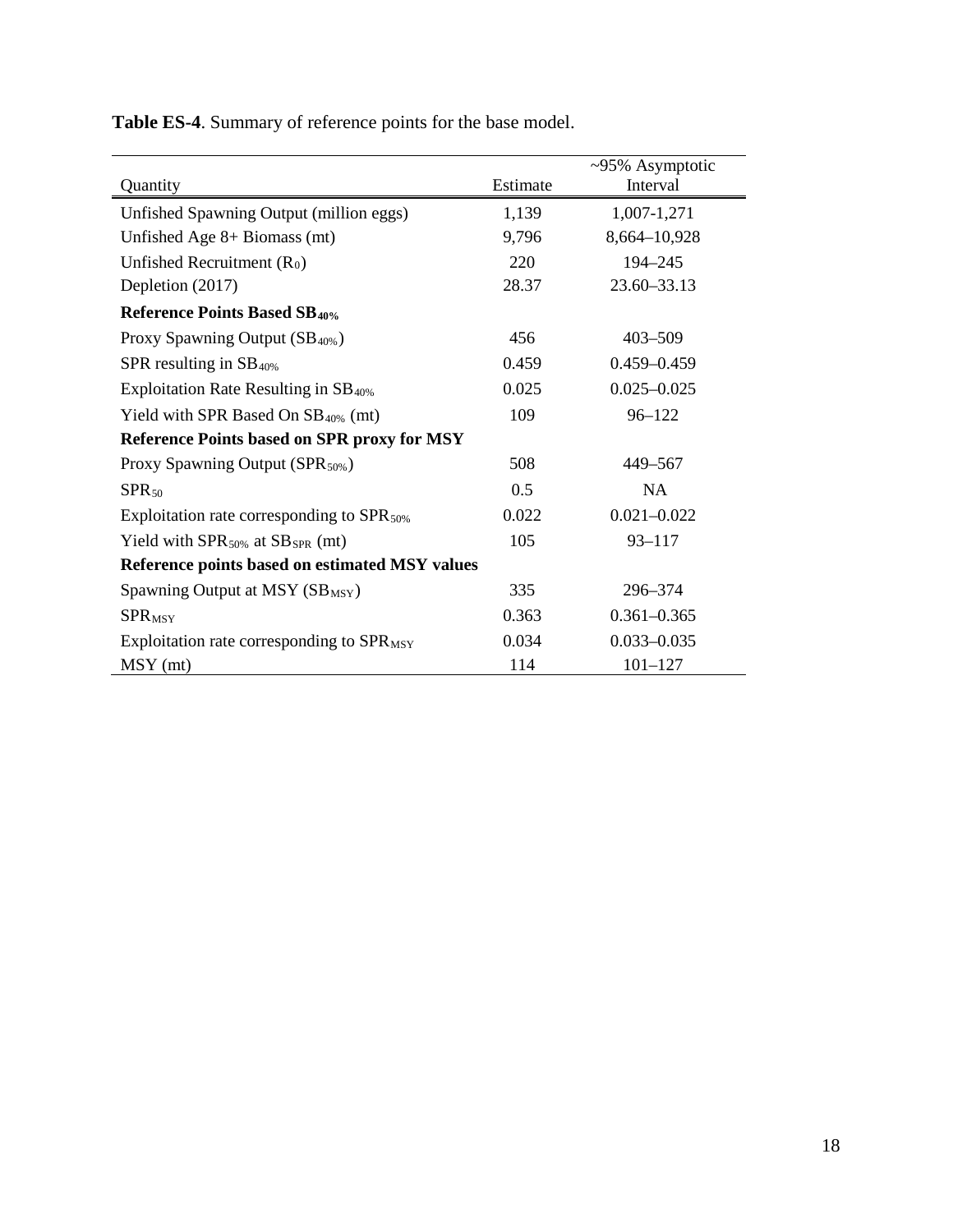**Table ES-4**. Summary of reference points for the base model.

| Quantity | Estimate | ~95% Asymptotic Interval |
|---|---|---|
| Unfished Spawning Output (million eggs) | 1,139 | 1,007-1,271 |
| Unfished Age 8+ Biomass (mt) | 9,796 | 8,664–10,928 |
| Unfished Recruitment ($R_0$) | 220 | 194–245 |
| Depletion (2017) | 28.37 | 23.60–33.13 |
| **Reference Points Based $SB_{40\%}$** | | |
| Proxy Spawning Output ($SB_{40\%}$) | 456 | 403–509 |
| SPR resulting in $SB_{40\%}$ | 0.459 | 0.459–0.459 |
| Exploitation Rate Resulting in $SB_{40\%}$ | 0.025 | 0.025–0.025 |
| Yield with SPR Based On $SB_{40\%}$ (mt) | 109 | 96–122 |
| **Reference Points based on SPR proxy for MSY** | | |
| Proxy Spawning Output ($SPR_{50\%}$) | 508 | 449–567 |
| $SPR_{50}$ | 0.5 | NA |
| Exploitation rate corresponding to $SPR_{50\%}$ | 0.022 | 0.021–0.022 |
| Yield with $SPR_{50\%}$ at $SB_{SPR}$ (mt) | 105 | 93–117 |
| **Reference points based on estimated MSY values** | | |
| Spawning Output at MSY ($SB_{MSY}$) | 335 | 296–374 |
| $SPR_{MSY}$ | 0.363 | 0.361–0.365 |
| Exploitation rate corresponding to $SPR_{MSY}$ | 0.034 | 0.033–0.035 |
| MSY (mt) | 114 | 101–127 |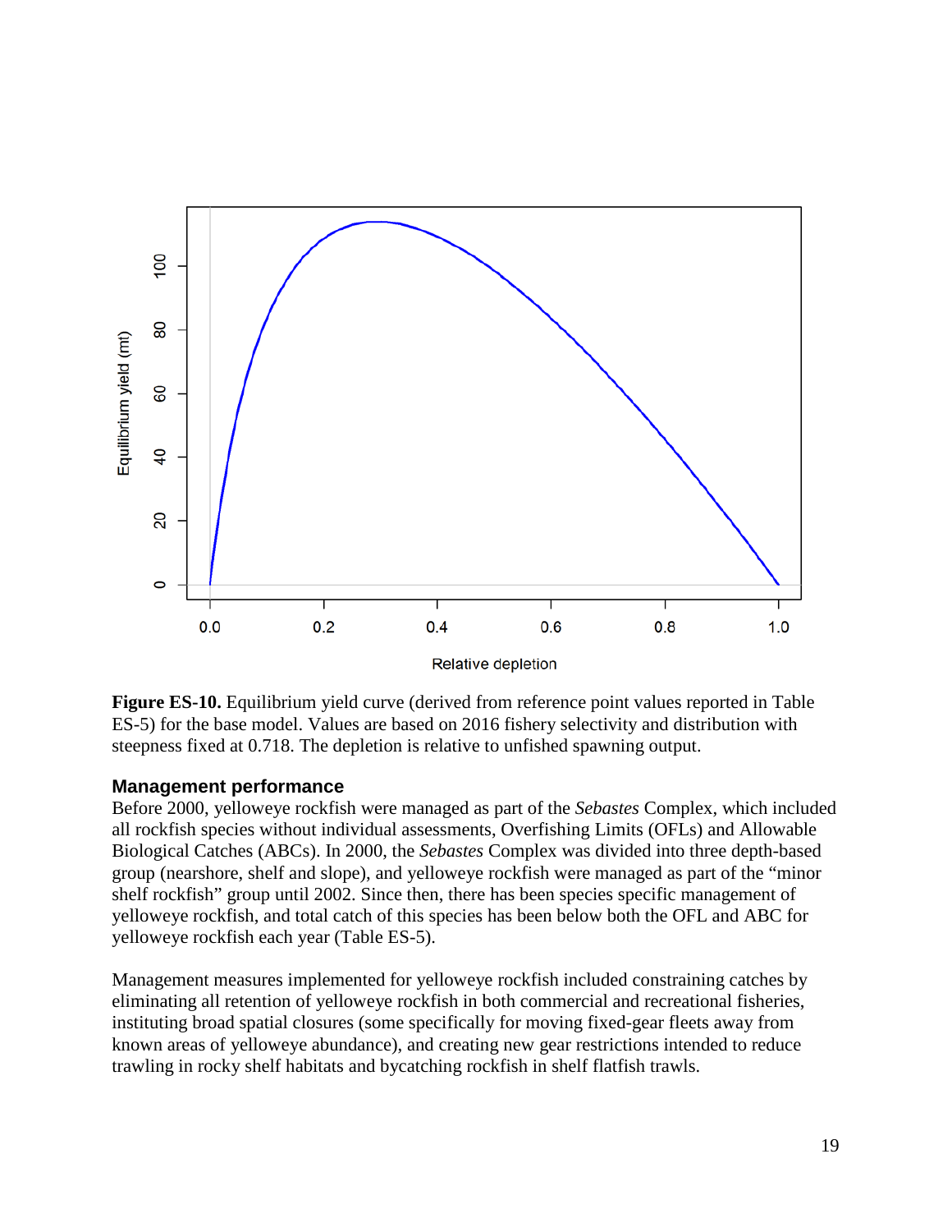**Figure ES-10.** Equilibrium yield curve (derived from reference point values reported in Table ES-5) for the base model. Values are based on 2016 fishery selectivity and distribution with steepness fixed at 0.718. The depletion is relative to unfished spawning output.

### Management performance

Before 2000, yelloweye rockfish were managed as part of the *Sebastes* Complex, which included all rockfish species without individual assessments, Overfishing Limits (OFLs) and Allowable Biological Catches (ABCs). In 2000, the *Sebastes* Complex was divided into three depth-based group (nearshore, shelf and slope), and yelloweye rockfish were managed as part of the "minor shelf rockfish" group until 2002. Since then, there has been species specific management of yelloweye rockfish, and total catch of this species has been below both the OFL and ABC for yelloweye rockfish each year (Table ES-5).

Management measures implemented for yelloweye rockfish included constraining catches by eliminating all retention of yelloweye rockfish in both commercial and recreational fisheries, instituting broad spatial closures (some specifically for moving fixed-gear fleets away from known areas of yelloweye abundance), and creating new gear restrictions intended to reduce trawling in rocky shelf habitats and bycatching rockfish in shelf flatfish trawls.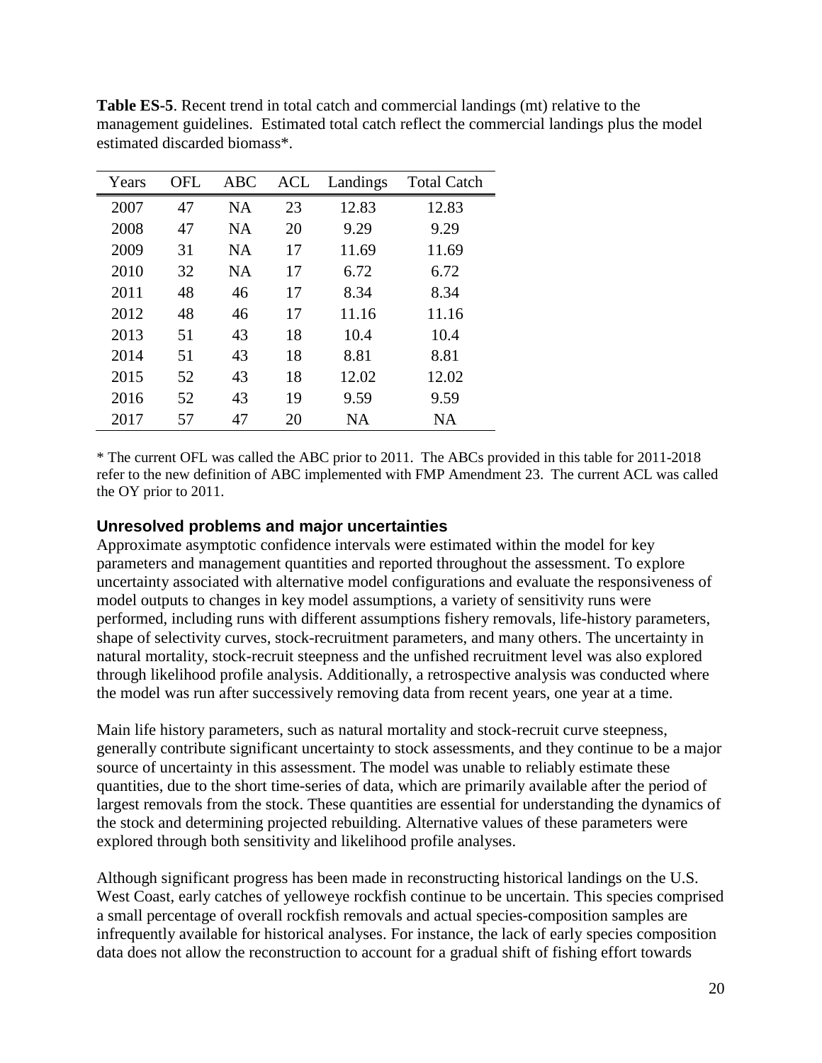**Table ES-5**. Recent trend in total catch and commercial landings (mt) relative to the management guidelines. Estimated total catch reflect the commercial landings plus the model estimated discarded biomass*.

| Years | OFL | ABC | ACL | Landings | Total Catch |
|---|---|---|---|---|---|
| 2007 | 47 | NA | 23 | 12.83 | 12.83 |
| 2008 | 47 | NA | 20 | 9.29 | 9.29 |
| 2009 | 31 | NA | 17 | 11.69 | 11.69 |
| 2010 | 32 | NA | 17 | 6.72 | 6.72 |
| 2011 | 48 | 46 | 17 | 8.34 | 8.34 |
| 2012 | 48 | 46 | 17 | 11.16 | 11.16 |
| 2013 | 51 | 43 | 18 | 10.4 | 10.4 |
| 2014 | 51 | 43 | 18 | 8.81 | 8.81 |
| 2015 | 52 | 43 | 18 | 12.02 | 12.02 |
| 2016 | 52 | 43 | 19 | 9.59 | 9.59 |
| 2017 | 57 | 47 | 20 | NA | NA |

* The current OFL was called the ABC prior to 2011. The ABCs provided in this table for 2011-2018 refer to the new definition of ABC implemented with FMP Amendment 23. The current ACL was called the OY prior to 2011.

### Unresolved problems and major uncertainties

Approximate asymptotic confidence intervals were estimated within the model for key parameters and management quantities and reported throughout the assessment. To explore uncertainty associated with alternative model configurations and evaluate the responsiveness of model outputs to changes in key model assumptions, a variety of sensitivity runs were performed, including runs with different assumptions fishery removals, life-history parameters, shape of selectivity curves, stock-recruitment parameters, and many others. The uncertainty in natural mortality, stock-recruit steepness and the unfished recruitment level was also explored through likelihood profile analysis. Additionally, a retrospective analysis was conducted where the model was run after successively removing data from recent years, one year at a time.

Main life history parameters, such as natural mortality and stock-recruit curve steepness, generally contribute significant uncertainty to stock assessments, and they continue to be a major source of uncertainty in this assessment. The model was unable to reliably estimate these quantities, due to the short time-series of data, which are primarily available after the period of largest removals from the stock. These quantities are essential for understanding the dynamics of the stock and determining projected rebuilding. Alternative values of these parameters were explored through both sensitivity and likelihood profile analyses.

Although significant progress has been made in reconstructing historical landings on the U.S. West Coast, early catches of yelloweye rockfish continue to be uncertain. This species comprised a small percentage of overall rockfish removals and actual species-composition samples are infrequently available for historical analyses. For instance, the lack of early species composition data does not allow the reconstruction to account for a gradual shift of fishing effort towards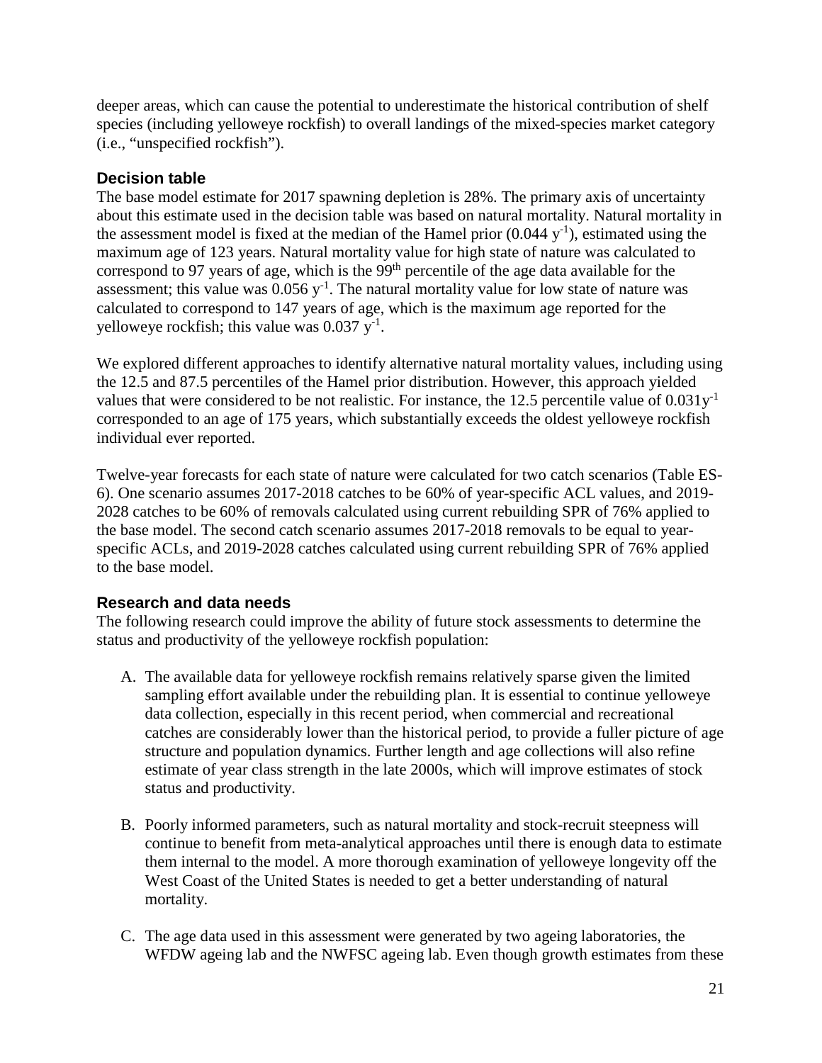deeper areas, which can cause the potential to underestimate the historical contribution of shelf species (including yelloweye rockfish) to overall landings of the mixed-species market category (i.e., "unspecified rockfish").

## Decision table

The base model estimate for 2017 spawning depletion is 28%. The primary axis of uncertainty about this estimate used in the decision table was based on natural mortality. Natural mortality in the assessment model is fixed at the median of the Hamel prior (0.044 $y^{-1}$), estimated using the maximum age of 123 years. Natural mortality value for high state of nature was calculated to correspond to 97 years of age, which is the 99th percentile of the age data available for the assessment; this value was 0.056 $y^{-1}$. The natural mortality value for low state of nature was calculated to correspond to 147 years of age, which is the maximum age reported for the yelloweye rockfish; this value was 0.037 $y^{-1}$.

We explored different approaches to identify alternative natural mortality values, including using the 12.5 and 87.5 percentiles of the Hamel prior distribution. However, this approach yielded values that were considered to be not realistic. For instance, the 12.5 percentile value of 0.031$y^{-1}$ corresponded to an age of 175 years, which substantially exceeds the oldest yelloweye rockfish individual ever reported.

Twelve-year forecasts for each state of nature were calculated for two catch scenarios (Table ES-6). One scenario assumes 2017-2018 catches to be 60% of year-specific ACL values, and 2019-2028 catches to be 60% of removals calculated using current rebuilding SPR of 76% applied to the base model. The second catch scenario assumes 2017-2018 removals to be equal to year-specific ACLs, and 2019-2028 catches calculated using current rebuilding SPR of 76% applied to the base model.

## Research and data needs

The following research could improve the ability of future stock assessments to determine the status and productivity of the yelloweye rockfish population:

A. The available data for yelloweye rockfish remains relatively sparse given the limited sampling effort available under the rebuilding plan. It is essential to continue yelloweye data collection, especially in this recent period, when commercial and recreational catches are considerably lower than the historical period, to provide a fuller picture of age structure and population dynamics. Further length and age collections will also refine estimate of year class strength in the late 2000s, which will improve estimates of stock status and productivity.

B. Poorly informed parameters, such as natural mortality and stock-recruit steepness will continue to benefit from meta-analytical approaches until there is enough data to estimate them internal to the model. A more thorough examination of yelloweye longevity off the West Coast of the United States is needed to get a better understanding of natural mortality.

C. The age data used in this assessment were generated by two ageing laboratories, the WFDW ageing lab and the NWFSC ageing lab. Even though growth estimates from these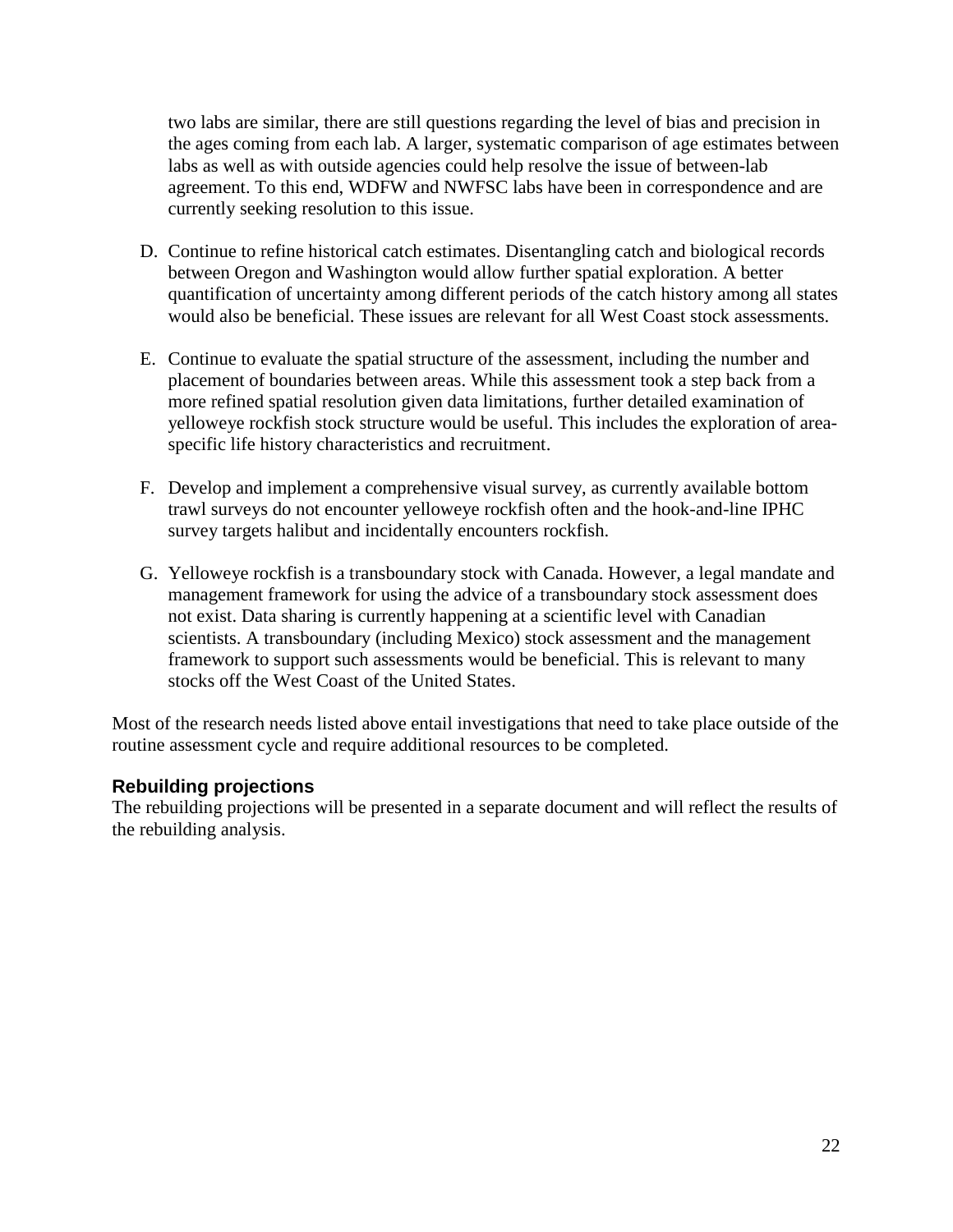two labs are similar, there are still questions regarding the level of bias and precision in the ages coming from each lab. A larger, systematic comparison of age estimates between labs as well as with outside agencies could help resolve the issue of between-lab agreement. To this end, WDFW and NWFSC labs have been in correspondence and are currently seeking resolution to this issue.

D. Continue to refine historical catch estimates. Disentangling catch and biological records between Oregon and Washington would allow further spatial exploration. A better quantification of uncertainty among different periods of the catch history among all states would also be beneficial. These issues are relevant for all West Coast stock assessments.

E. Continue to evaluate the spatial structure of the assessment, including the number and placement of boundaries between areas. While this assessment took a step back from a more refined spatial resolution given data limitations, further detailed examination of yelloweye rockfish stock structure would be useful. This includes the exploration of area-specific life history characteristics and recruitment.

F. Develop and implement a comprehensive visual survey, as currently available bottom trawl surveys do not encounter yelloweye rockfish often and the hook-and-line IPHC survey targets halibut and incidentally encounters rockfish.

G. Yelloweye rockfish is a transboundary stock with Canada. However, a legal mandate and management framework for using the advice of a transboundary stock assessment does not exist. Data sharing is currently happening at a scientific level with Canadian scientists. A transboundary (including Mexico) stock assessment and the management framework to support such assessments would be beneficial. This is relevant to many stocks off the West Coast of the United States.

Most of the research needs listed above entail investigations that need to take place outside of the routine assessment cycle and require additional resources to be completed.

### Rebuilding projections

The rebuilding projections will be presented in a separate document and will reflect the results of the rebuilding analysis.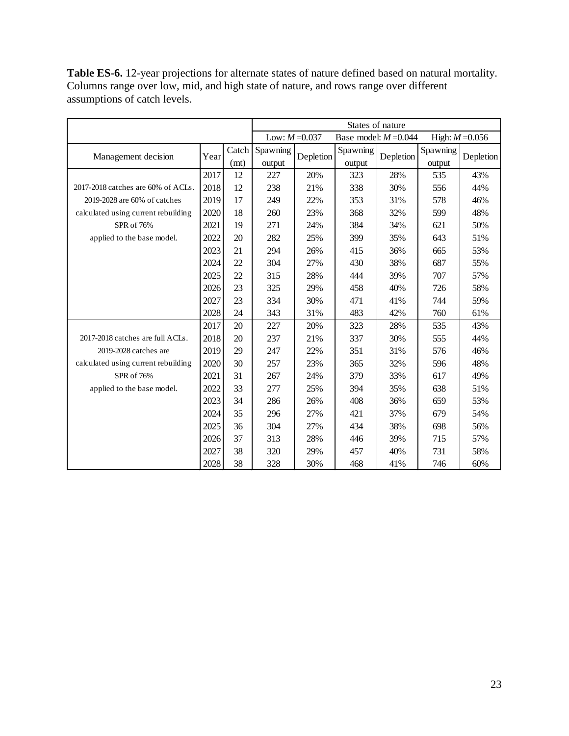**Table ES-6.** 12-year projections for alternate states of nature defined based on natural mortality. Columns range over low, mid, and high state of nature, and rows range over different assumptions of catch levels.

| | | | States of nature | | | | | |
|---|---|---|---|---|---|---|---|---|
| | | | Low: $M$=0.037 | | Base model: $M$=0.044 | | High: $M$=0.056 | |
| Management decision | Year | Catch (mt) | Spawning output | Depletion | Spawning output | Depletion | Spawning output | Depletion |
| | 2017 | 12 | 227 | 20% | 323 | 28% | 535 | 43% |
| 2017-2018 catches are 60% of ACLs. | 2018 | 12 | 238 | 21% | 338 | 30% | 556 | 44% |
| 2019-2028 are 60% of catches | 2019 | 17 | 249 | 22% | 353 | 31% | 578 | 46% |
| calculated using current rebuilding | 2020 | 18 | 260 | 23% | 368 | 32% | 599 | 48% |
| SPR of 76% | 2021 | 19 | 271 | 24% | 384 | 34% | 621 | 50% |
| applied to the base model. | 2022 | 20 | 282 | 25% | 399 | 35% | 643 | 51% |
| | 2023 | 21 | 294 | 26% | 415 | 36% | 665 | 53% |
| | 2024 | 22 | 304 | 27% | 430 | 38% | 687 | 55% |
| | 2025 | 22 | 315 | 28% | 444 | 39% | 707 | 57% |
| | 2026 | 23 | 325 | 29% | 458 | 40% | 726 | 58% |
| | 2027 | 23 | 334 | 30% | 471 | 41% | 744 | 59% |
| | 2028 | 24 | 343 | 31% | 483 | 42% | 760 | 61% |
| | 2017 | 20 | 227 | 20% | 323 | 28% | 535 | 43% |
| 2017-2018 catches are full ACLs. | 2018 | 20 | 237 | 21% | 337 | 30% | 555 | 44% |
| 2019-2028 catches are | 2019 | 29 | 247 | 22% | 351 | 31% | 576 | 46% |
| calculated using current rebuilding | 2020 | 30 | 257 | 23% | 365 | 32% | 596 | 48% |
| SPR of 76% | 2021 | 31 | 267 | 24% | 379 | 33% | 617 | 49% |
| applied to the base model. | 2022 | 33 | 277 | 25% | 394 | 35% | 638 | 51% |
| | 2023 | 34 | 286 | 26% | 408 | 36% | 659 | 53% |
| | 2024 | 35 | 296 | 27% | 421 | 37% | 679 | 54% |
| | 2025 | 36 | 304 | 27% | 434 | 38% | 698 | 56% |
| | 2026 | 37 | 313 | 28% | 446 | 39% | 715 | 57% |
| | 2027 | 38 | 320 | 29% | 457 | 40% | 731 | 58% |
| | 2028 | 38 | 328 | 30% | 468 | 41% | 746 | 60% |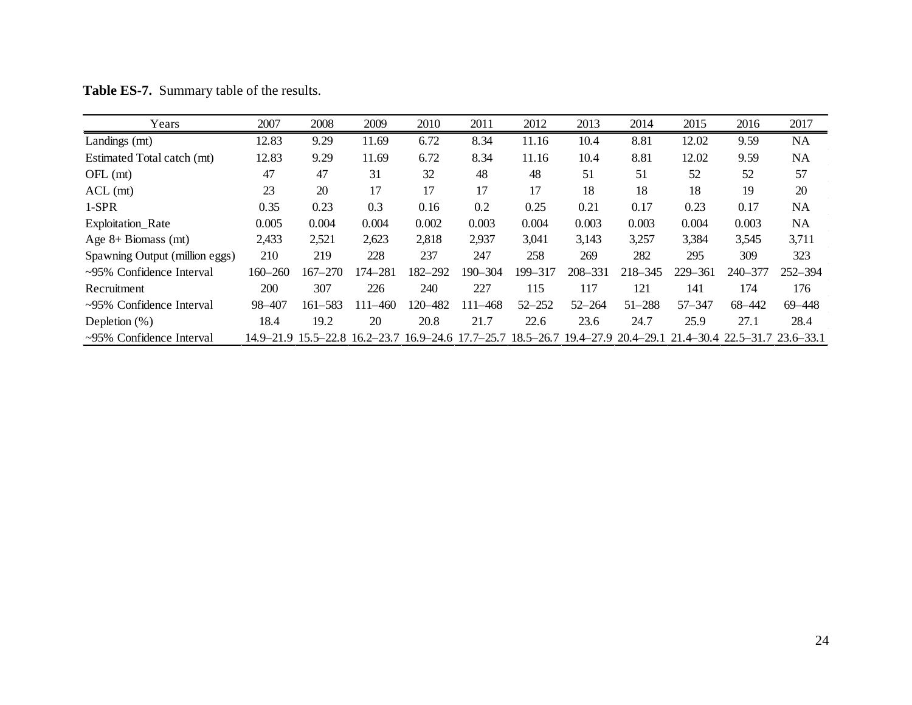**Table ES-7.** Summary table of the results.

| Years | 2007 | 2008 | 2009 | 2010 | 2011 | 2012 | 2013 | 2014 | 2015 | 2016 | 2017 |
|---|---|---|---|---|---|---|---|---|---|---|---|
| Landings (mt) | 12.83 | 9.29 | 11.69 | 6.72 | 8.34 | 11.16 | 10.4 | 8.81 | 12.02 | 9.59 | NA |
| Estimated Total catch (mt) | 12.83 | 9.29 | 11.69 | 6.72 | 8.34 | 11.16 | 10.4 | 8.81 | 12.02 | 9.59 | NA |
| OFL (mt) | 47 | 47 | 31 | 32 | 48 | 48 | 51 | 51 | 52 | 52 | 57 |
| ACL (mt) | 23 | 20 | 17 | 17 | 17 | 17 | 18 | 18 | 18 | 19 | 20 |
| 1-SPR | 0.35 | 0.23 | 0.3 | 0.16 | 0.2 | 0.25 | 0.21 | 0.17 | 0.23 | 0.17 | NA |
| Exploitation_Rate | 0.005 | 0.004 | 0.004 | 0.002 | 0.003 | 0.004 | 0.003 | 0.003 | 0.004 | 0.003 | NA |
| Age 8+ Biomass (mt) | 2,433 | 2,521 | 2,623 | 2,818 | 2,937 | 3,041 | 3,143 | 3,257 | 3,384 | 3,545 | 3,711 |
| Spawning Output (million eggs) | 210 | 219 | 228 | 237 | 247 | 258 | 269 | 282 | 295 | 309 | 323 |
| ~95% Confidence Interval | 160–260 | 167–270 | 174–281 | 182–292 | 190–304 | 199–317 | 208–331 | 218–345 | 229–361 | 240–377 | 252–394 |
| Recruitment | 200 | 307 | 226 | 240 | 227 | 115 | 117 | 121 | 141 | 174 | 176 |
| ~95% Confidence Interval | 98–407 | 161–583 | 111–460 | 120–482 | 111–468 | 52–252 | 52–264 | 51–288 | 57–347 | 68–442 | 69–448 |
| Depletion (%) | 18.4 | 19.2 | 20 | 20.8 | 21.7 | 22.6 | 23.6 | 24.7 | 25.9 | 27.1 | 28.4 |
| ~95% Confidence Interval | 14.9–21.9 | 15.5–22.8 | 16.2–23.7 | 16.9–24.6 | 17.7–25.7 | 18.5–26.7 | 19.4–27.9 | 20.4–29.1 | 21.4–30.4 | 22.5–31.7 | 23.6–33.1 |